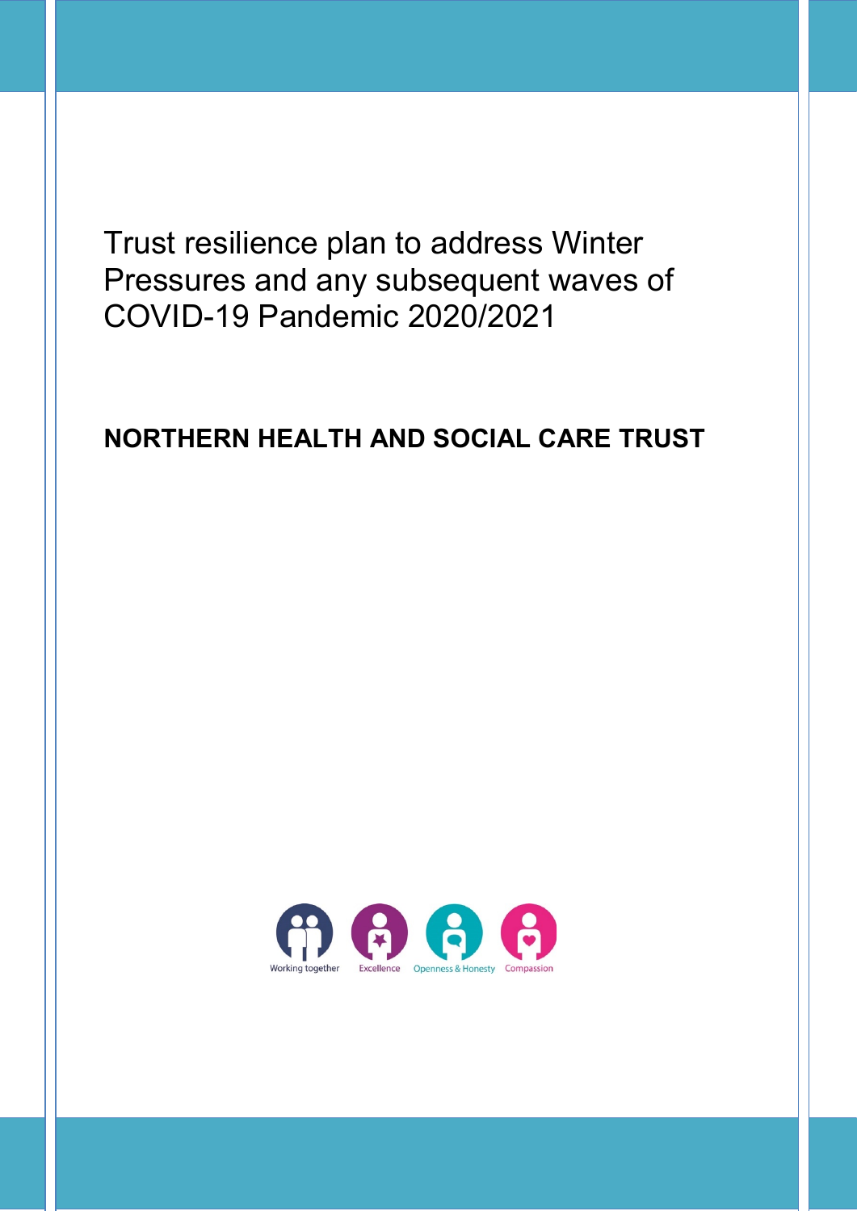# Trust resilience plan to address Winter Pressures and any subsequent waves of COVID-19 Pandemic 2020/2021

**NORTHERN HEALTH AND SOCIAL CARE TRUST**

Working together Excellence Openness & Honesty Compassion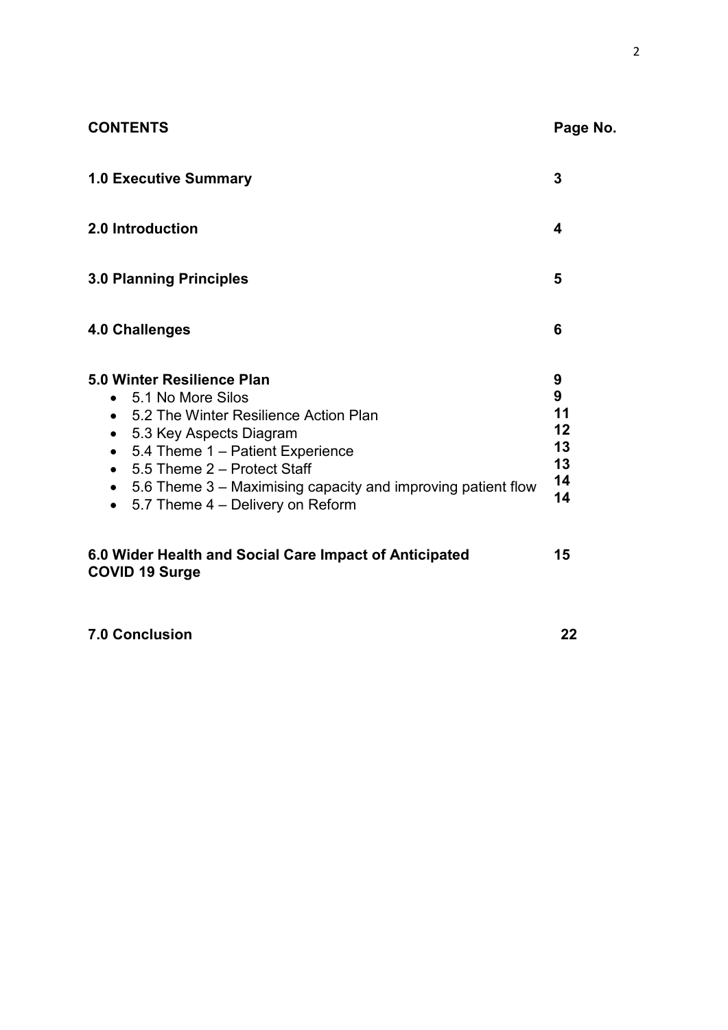| CONTENTS | Page No. |
|---|---|
| **1.0 Executive Summary** | **3** |
| **2.0 Introduction** | **4** |
| **3.0 Planning Principles** | **5** |
| **4.0 Challenges** | **6** |
| **5.0 Winter Resilience Plan** | **9** |
| • 5.1 No More Silos | **9** |
| • 5.2 The Winter Resilience Action Plan | **11** |
| • 5.3 Key Aspects Diagram | **12** |
| • 5.4 Theme 1 – Patient Experience | **13** |
| • 5.5 Theme 2 – Protect Staff | **13** |
| • 5.6 Theme 3 – Maximising capacity and improving patient flow | **14** |
| • 5.7 Theme 4 – Delivery on Reform | **14** |
| **6.0 Wider Health and Social Care Impact of Anticipated COVID 19 Surge** | **15** |
| **7.0 Conclusion** | **22** |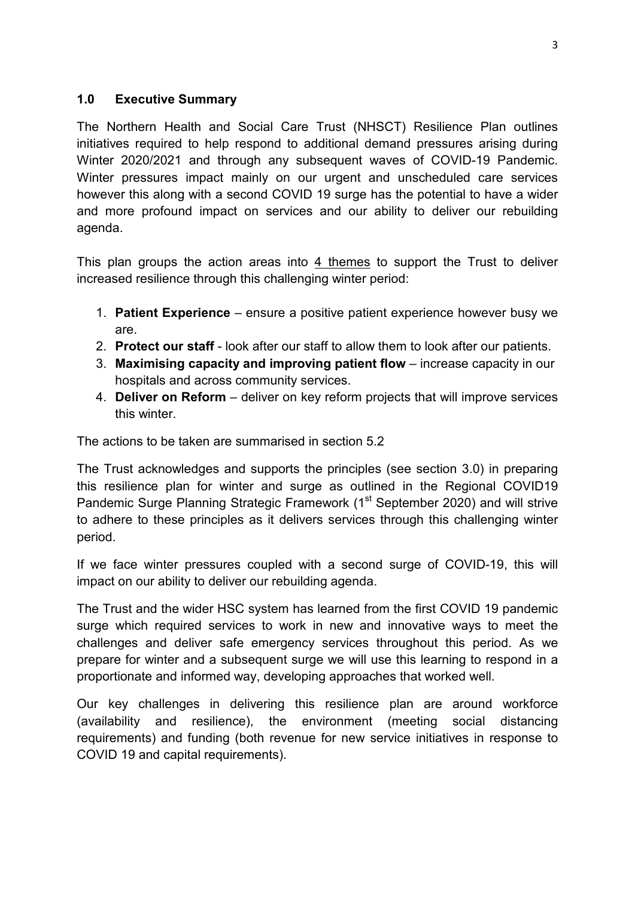## 1.0 Executive Summary

The Northern Health and Social Care Trust (NHSCT) Resilience Plan outlines initiatives required to help respond to additional demand pressures arising during Winter 2020/2021 and through any subsequent waves of COVID-19 Pandemic. Winter pressures impact mainly on our urgent and unscheduled care services however this along with a second COVID 19 surge has the potential to have a wider and more profound impact on services and our ability to deliver our rebuilding agenda.

This plan groups the action areas into 4 themes to support the Trust to deliver increased resilience through this challenging winter period:

1. **Patient Experience** – ensure a positive patient experience however busy we are.
2. **Protect our staff** - look after our staff to allow them to look after our patients.
3. **Maximising capacity and improving patient flow** – increase capacity in our hospitals and across community services.
4. **Deliver on Reform** – deliver on key reform projects that will improve services this winter.

The actions to be taken are summarised in section 5.2

The Trust acknowledges and supports the principles (see section 3.0) in preparing this resilience plan for winter and surge as outlined in the Regional COVID19 Pandemic Surge Planning Strategic Framework (1st September 2020) and will strive to adhere to these principles as it delivers services through this challenging winter period.

If we face winter pressures coupled with a second surge of COVID-19, this will impact on our ability to deliver our rebuilding agenda.

The Trust and the wider HSC system has learned from the first COVID 19 pandemic surge which required services to work in new and innovative ways to meet the challenges and deliver safe emergency services throughout this period. As we prepare for winter and a subsequent surge we will use this learning to respond in a proportionate and informed way, developing approaches that worked well.

Our key challenges in delivering this resilience plan are around workforce (availability and resilience), the environment (meeting social distancing requirements) and funding (both revenue for new service initiatives in response to COVID 19 and capital requirements).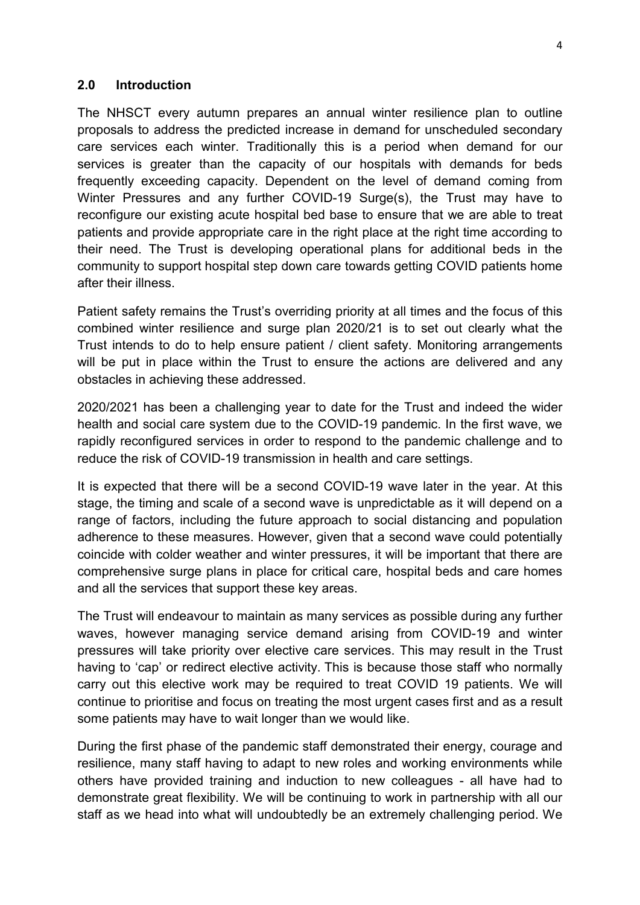## 2.0 Introduction

The NHSCT every autumn prepares an annual winter resilience plan to outline proposals to address the predicted increase in demand for unscheduled secondary care services each winter. Traditionally this is a period when demand for our services is greater than the capacity of our hospitals with demands for beds frequently exceeding capacity. Dependent on the level of demand coming from Winter Pressures and any further COVID-19 Surge(s), the Trust may have to reconfigure our existing acute hospital bed base to ensure that we are able to treat patients and provide appropriate care in the right place at the right time according to their need. The Trust is developing operational plans for additional beds in the community to support hospital step down care towards getting COVID patients home after their illness.

Patient safety remains the Trust's overriding priority at all times and the focus of this combined winter resilience and surge plan 2020/21 is to set out clearly what the Trust intends to do to help ensure patient / client safety. Monitoring arrangements will be put in place within the Trust to ensure the actions are delivered and any obstacles in achieving these addressed.

2020/2021 has been a challenging year to date for the Trust and indeed the wider health and social care system due to the COVID-19 pandemic. In the first wave, we rapidly reconfigured services in order to respond to the pandemic challenge and to reduce the risk of COVID-19 transmission in health and care settings.

It is expected that there will be a second COVID-19 wave later in the year. At this stage, the timing and scale of a second wave is unpredictable as it will depend on a range of factors, including the future approach to social distancing and population adherence to these measures. However, given that a second wave could potentially coincide with colder weather and winter pressures, it will be important that there are comprehensive surge plans in place for critical care, hospital beds and care homes and all the services that support these key areas.

The Trust will endeavour to maintain as many services as possible during any further waves, however managing service demand arising from COVID-19 and winter pressures will take priority over elective care services. This may result in the Trust having to 'cap' or redirect elective activity. This is because those staff who normally carry out this elective work may be required to treat COVID 19 patients. We will continue to prioritise and focus on treating the most urgent cases first and as a result some patients may have to wait longer than we would like.

During the first phase of the pandemic staff demonstrated their energy, courage and resilience, many staff having to adapt to new roles and working environments while others have provided training and induction to new colleagues - all have had to demonstrate great flexibility. We will be continuing to work in partnership with all our staff as we head into what will undoubtedly be an extremely challenging period. We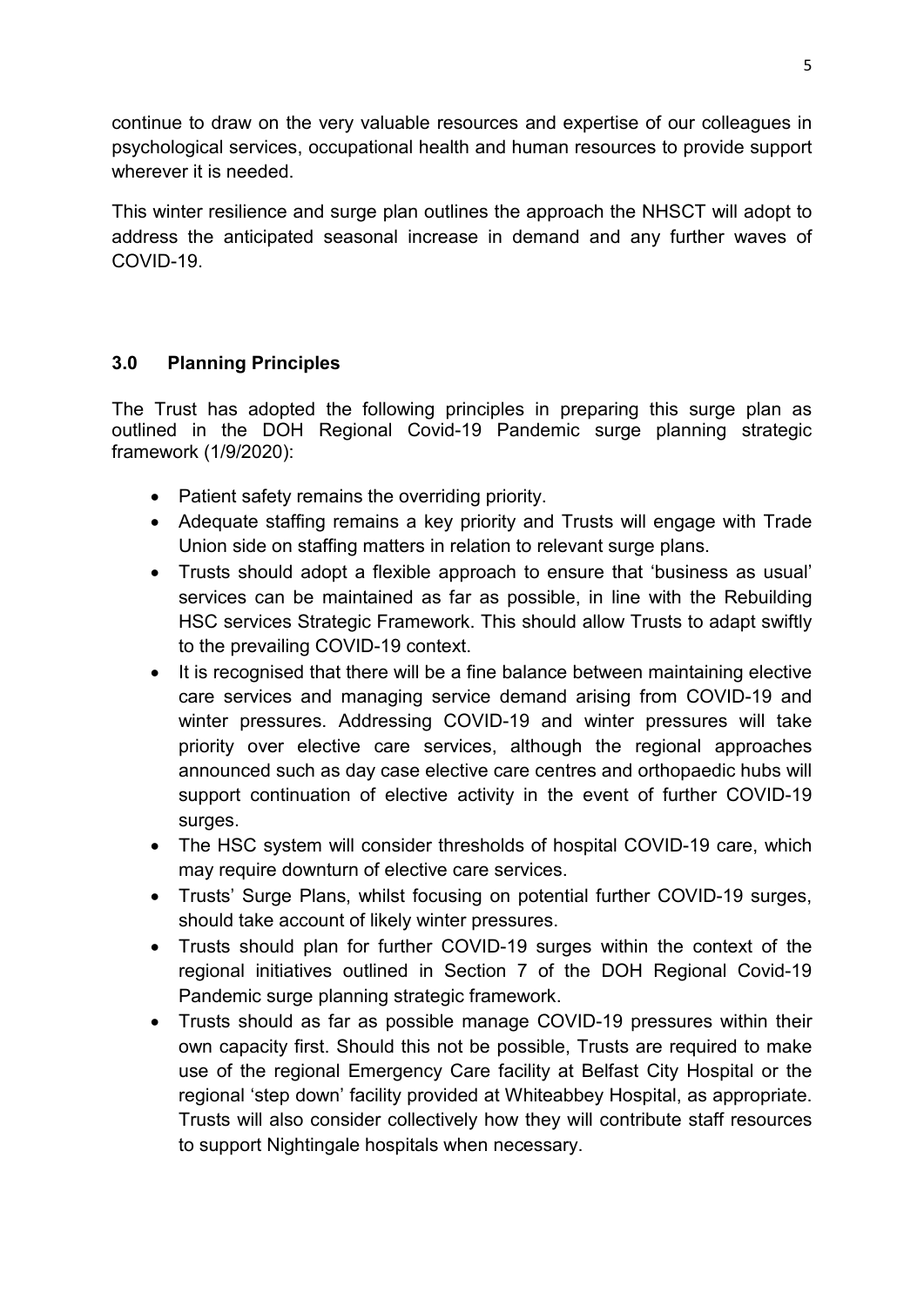continue to draw on the very valuable resources and expertise of our colleagues in psychological services, occupational health and human resources to provide support wherever it is needed.

This winter resilience and surge plan outlines the approach the NHSCT will adopt to address the anticipated seasonal increase in demand and any further waves of COVID-19.

## 3.0 Planning Principles

The Trust has adopted the following principles in preparing this surge plan as outlined in the DOH Regional Covid-19 Pandemic surge planning strategic framework (1/9/2020):

- Patient safety remains the overriding priority.
- Adequate staffing remains a key priority and Trusts will engage with Trade Union side on staffing matters in relation to relevant surge plans.
- Trusts should adopt a flexible approach to ensure that 'business as usual' services can be maintained as far as possible, in line with the Rebuilding HSC services Strategic Framework. This should allow Trusts to adapt swiftly to the prevailing COVID-19 context.
- It is recognised that there will be a fine balance between maintaining elective care services and managing service demand arising from COVID-19 and winter pressures. Addressing COVID-19 and winter pressures will take priority over elective care services, although the regional approaches announced such as day case elective care centres and orthopaedic hubs will support continuation of elective activity in the event of further COVID-19 surges.
- The HSC system will consider thresholds of hospital COVID-19 care, which may require downturn of elective care services.
- Trusts' Surge Plans, whilst focusing on potential further COVID-19 surges, should take account of likely winter pressures.
- Trusts should plan for further COVID-19 surges within the context of the regional initiatives outlined in Section 7 of the DOH Regional Covid-19 Pandemic surge planning strategic framework.
- Trusts should as far as possible manage COVID-19 pressures within their own capacity first. Should this not be possible, Trusts are required to make use of the regional Emergency Care facility at Belfast City Hospital or the regional 'step down' facility provided at Whiteabbey Hospital, as appropriate. Trusts will also consider collectively how they will contribute staff resources to support Nightingale hospitals when necessary.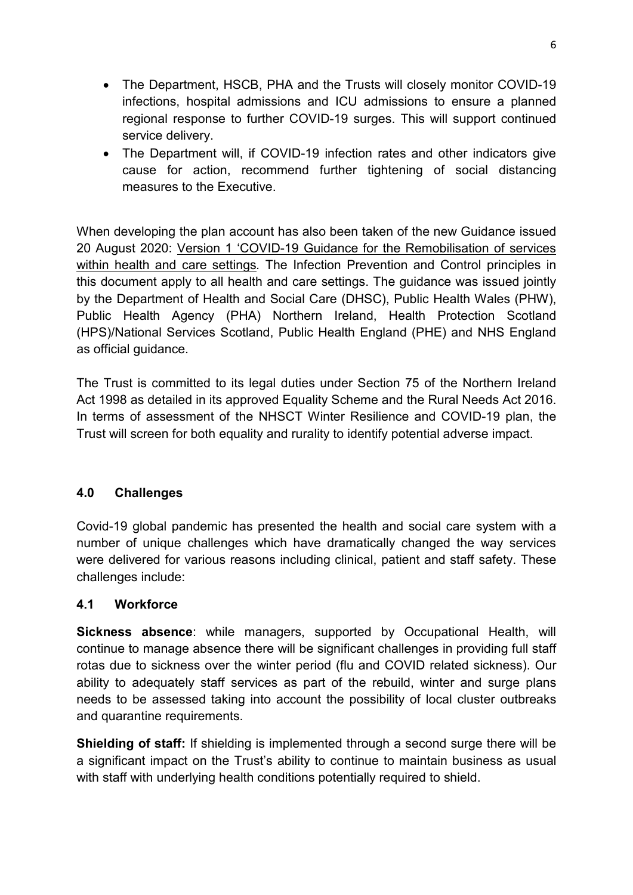- The Department, HSCB, PHA and the Trusts will closely monitor COVID-19 infections, hospital admissions and ICU admissions to ensure a planned regional response to further COVID-19 surges. This will support continued service delivery.
- The Department will, if COVID-19 infection rates and other indicators give cause for action, recommend further tightening of social distancing measures to the Executive.

When developing the plan account has also been taken of the new Guidance issued 20 August 2020: Version 1 'COVID-19 Guidance for the Remobilisation of services within health and care settings*.* The Infection Prevention and Control principles in this document apply to all health and care settings. The guidance was issued jointly by the Department of Health and Social Care (DHSC), Public Health Wales (PHW), Public Health Agency (PHA) Northern Ireland, Health Protection Scotland (HPS)/National Services Scotland, Public Health England (PHE) and NHS England as official guidance.

The Trust is committed to its legal duties under Section 75 of the Northern Ireland Act 1998 as detailed in its approved Equality Scheme and the Rural Needs Act 2016. In terms of assessment of the NHSCT Winter Resilience and COVID-19 plan, the Trust will screen for both equality and rurality to identify potential adverse impact.

## 4.0 Challenges

Covid-19 global pandemic has presented the health and social care system with a number of unique challenges which have dramatically changed the way services were delivered for various reasons including clinical, patient and staff safety. These challenges include:

### 4.1 Workforce

**Sickness absence**: while managers, supported by Occupational Health, will continue to manage absence there will be significant challenges in providing full staff rotas due to sickness over the winter period (flu and COVID related sickness). Our ability to adequately staff services as part of the rebuild, winter and surge plans needs to be assessed taking into account the possibility of local cluster outbreaks and quarantine requirements.

**Shielding of staff:** If shielding is implemented through a second surge there will be a significant impact on the Trust's ability to continue to maintain business as usual with staff with underlying health conditions potentially required to shield.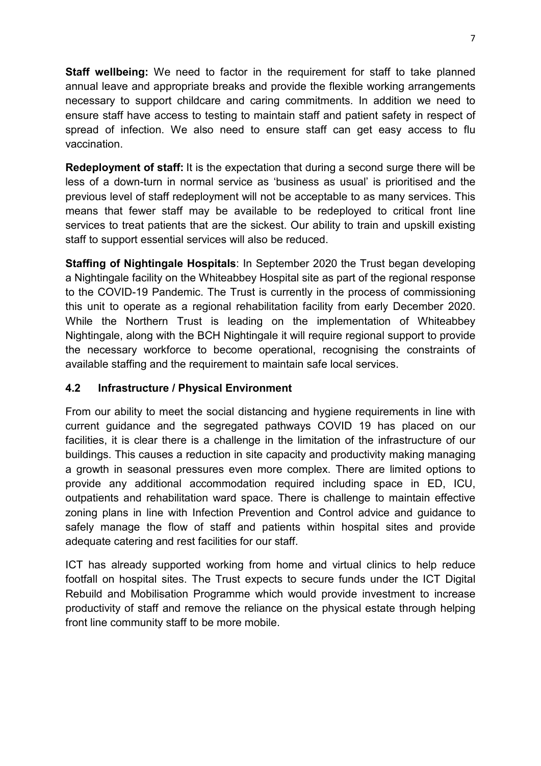**Staff wellbeing:** We need to factor in the requirement for staff to take planned annual leave and appropriate breaks and provide the flexible working arrangements necessary to support childcare and caring commitments. In addition we need to ensure staff have access to testing to maintain staff and patient safety in respect of spread of infection. We also need to ensure staff can get easy access to flu vaccination.

**Redeployment of staff:** It is the expectation that during a second surge there will be less of a down-turn in normal service as 'business as usual' is prioritised and the previous level of staff redeployment will not be acceptable to as many services. This means that fewer staff may be available to be redeployed to critical front line services to treat patients that are the sickest. Our ability to train and upskill existing staff to support essential services will also be reduced.

**Staffing of Nightingale Hospitals**: In September 2020 the Trust began developing a Nightingale facility on the Whiteabbey Hospital site as part of the regional response to the COVID-19 Pandemic. The Trust is currently in the process of commissioning this unit to operate as a regional rehabilitation facility from early December 2020. While the Northern Trust is leading on the implementation of Whiteabbey Nightingale, along with the BCH Nightingale it will require regional support to provide the necessary workforce to become operational, recognising the constraints of available staffing and the requirement to maintain safe local services.

### 4.2 Infrastructure / Physical Environment

From our ability to meet the social distancing and hygiene requirements in line with current guidance and the segregated pathways COVID 19 has placed on our facilities, it is clear there is a challenge in the limitation of the infrastructure of our buildings. This causes a reduction in site capacity and productivity making managing a growth in seasonal pressures even more complex. There are limited options to provide any additional accommodation required including space in ED, ICU, outpatients and rehabilitation ward space. There is challenge to maintain effective zoning plans in line with Infection Prevention and Control advice and guidance to safely manage the flow of staff and patients within hospital sites and provide adequate catering and rest facilities for our staff.

ICT has already supported working from home and virtual clinics to help reduce footfall on hospital sites. The Trust expects to secure funds under the ICT Digital Rebuild and Mobilisation Programme which would provide investment to increase productivity of staff and remove the reliance on the physical estate through helping front line community staff to be more mobile.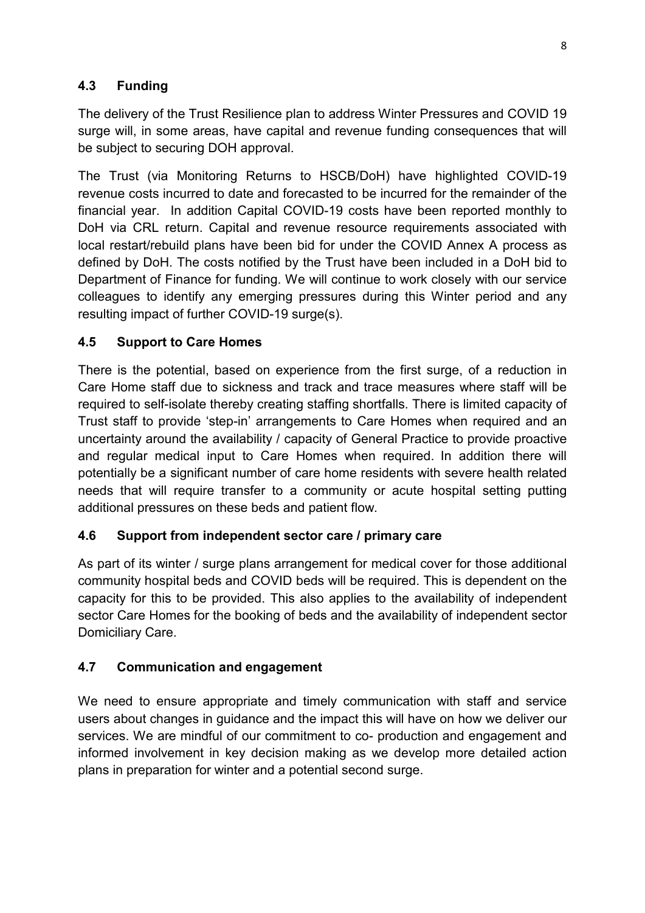### 4.3 Funding

The delivery of the Trust Resilience plan to address Winter Pressures and COVID 19 surge will, in some areas, have capital and revenue funding consequences that will be subject to securing DOH approval.

The Trust (via Monitoring Returns to HSCB/DoH) have highlighted COVID-19 revenue costs incurred to date and forecasted to be incurred for the remainder of the financial year. In addition Capital COVID-19 costs have been reported monthly to DoH via CRL return. Capital and revenue resource requirements associated with local restart/rebuild plans have been bid for under the COVID Annex A process as defined by DoH. The costs notified by the Trust have been included in a DoH bid to Department of Finance for funding. We will continue to work closely with our service colleagues to identify any emerging pressures during this Winter period and any resulting impact of further COVID-19 surge(s).

### 4.5 Support to Care Homes

There is the potential, based on experience from the first surge, of a reduction in Care Home staff due to sickness and track and trace measures where staff will be required to self-isolate thereby creating staffing shortfalls. There is limited capacity of Trust staff to provide 'step-in' arrangements to Care Homes when required and an uncertainty around the availability / capacity of General Practice to provide proactive and regular medical input to Care Homes when required. In addition there will potentially be a significant number of care home residents with severe health related needs that will require transfer to a community or acute hospital setting putting additional pressures on these beds and patient flow.

### 4.6 Support from independent sector care / primary care

As part of its winter / surge plans arrangement for medical cover for those additional community hospital beds and COVID beds will be required. This is dependent on the capacity for this to be provided. This also applies to the availability of independent sector Care Homes for the booking of beds and the availability of independent sector Domiciliary Care.

### 4.7 Communication and engagement

We need to ensure appropriate and timely communication with staff and service users about changes in guidance and the impact this will have on how we deliver our services. We are mindful of our commitment to co- production and engagement and informed involvement in key decision making as we develop more detailed action plans in preparation for winter and a potential second surge.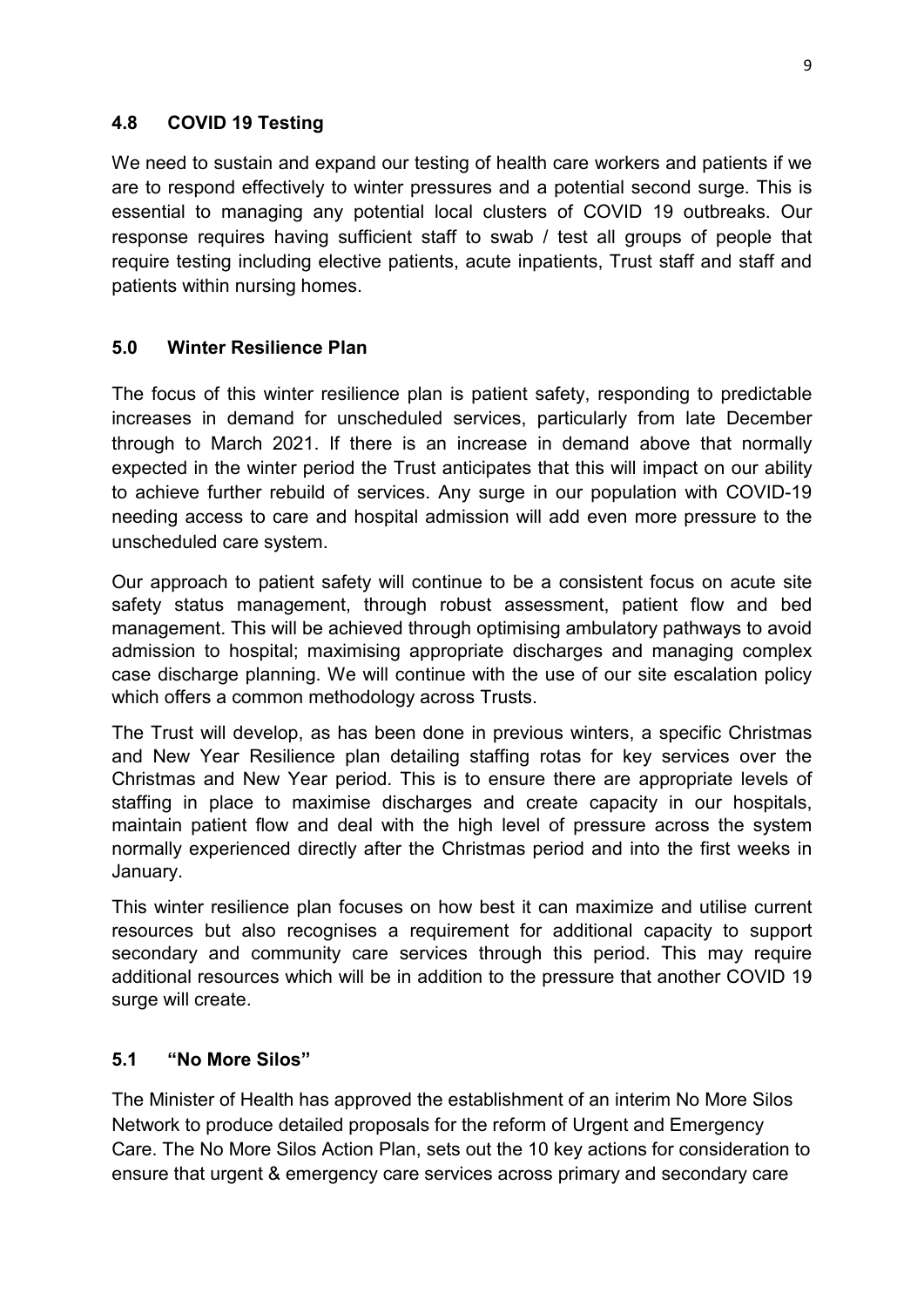### 4.8 COVID 19 Testing

We need to sustain and expand our testing of health care workers and patients if we are to respond effectively to winter pressures and a potential second surge. This is essential to managing any potential local clusters of COVID 19 outbreaks. Our response requires having sufficient staff to swab / test all groups of people that require testing including elective patients, acute inpatients, Trust staff and staff and patients within nursing homes.

## 5.0 Winter Resilience Plan

The focus of this winter resilience plan is patient safety, responding to predictable increases in demand for unscheduled services, particularly from late December through to March 2021. If there is an increase in demand above that normally expected in the winter period the Trust anticipates that this will impact on our ability to achieve further rebuild of services. Any surge in our population with COVID-19 needing access to care and hospital admission will add even more pressure to the unscheduled care system.

Our approach to patient safety will continue to be a consistent focus on acute site safety status management, through robust assessment, patient flow and bed management. This will be achieved through optimising ambulatory pathways to avoid admission to hospital; maximising appropriate discharges and managing complex case discharge planning. We will continue with the use of our site escalation policy which offers a common methodology across Trusts.

The Trust will develop, as has been done in previous winters, a specific Christmas and New Year Resilience plan detailing staffing rotas for key services over the Christmas and New Year period. This is to ensure there are appropriate levels of staffing in place to maximise discharges and create capacity in our hospitals, maintain patient flow and deal with the high level of pressure across the system normally experienced directly after the Christmas period and into the first weeks in January.

This winter resilience plan focuses on how best it can maximize and utilise current resources but also recognises a requirement for additional capacity to support secondary and community care services through this period. This may require additional resources which will be in addition to the pressure that another COVID 19 surge will create.

### 5.1 "No More Silos"

The Minister of Health has approved the establishment of an interim No More Silos Network to produce detailed proposals for the reform of Urgent and Emergency Care. The No More Silos Action Plan, sets out the 10 key actions for consideration to ensure that urgent & emergency care services across primary and secondary care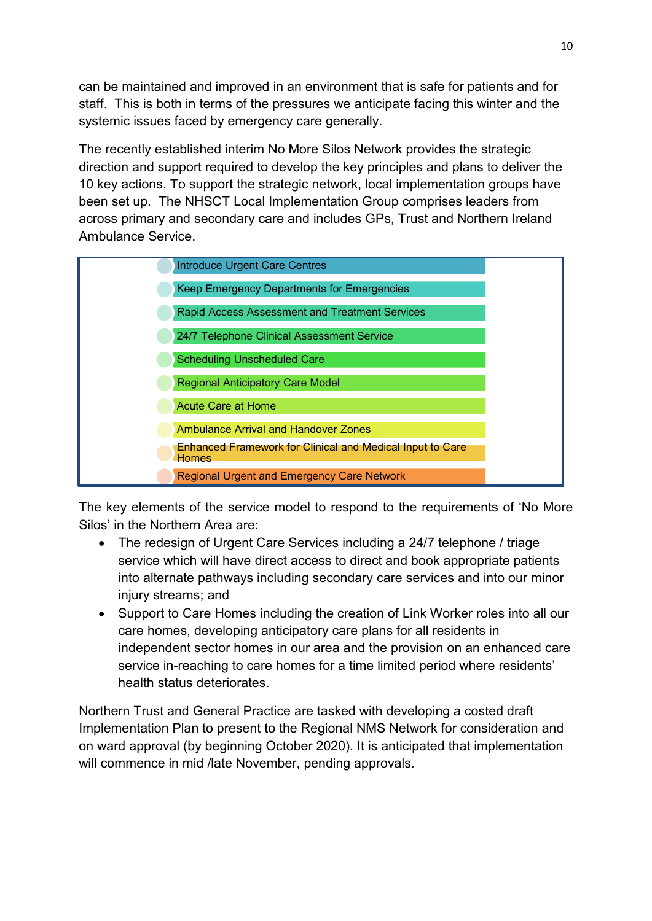can be maintained and improved in an environment that is safe for patients and for staff. This is both in terms of the pressures we anticipate facing this winter and the systemic issues faced by emergency care generally.

The recently established interim No More Silos Network provides the strategic direction and support required to develop the key principles and plans to deliver the 10 key actions. To support the strategic network, local implementation groups have been set up. The NHSCT Local Implementation Group comprises leaders from across primary and secondary care and includes GPs, Trust and Northern Ireland Ambulance Service.

- Introduce Urgent Care Centres
- Keep Emergency Departments for Emergencies
- Rapid Access Assessment and Treatment Services
- 24/7 Telephone Clinical Assessment Service
- Scheduling Unscheduled Care
- Regional Anticipatory Care Model
- Acute Care at Home
- Ambulance Arrival and Handover Zones
- Enhanced Framework for Clinical and Medical Input to Care Homes
- Regional Urgent and Emergency Care Network

The key elements of the service model to respond to the requirements of 'No More Silos' in the Northern Area are:

- The redesign of Urgent Care Services including a 24/7 telephone / triage service which will have direct access to direct and book appropriate patients into alternate pathways including secondary care services and into our minor injury streams; and
- Support to Care Homes including the creation of Link Worker roles into all our care homes, developing anticipatory care plans for all residents in independent sector homes in our area and the provision on an enhanced care service in-reaching to care homes for a time limited period where residents' health status deteriorates.

Northern Trust and General Practice are tasked with developing a costed draft Implementation Plan to present to the Regional NMS Network for consideration and on ward approval (by beginning October 2020). It is anticipated that implementation will commence in mid /late November, pending approvals.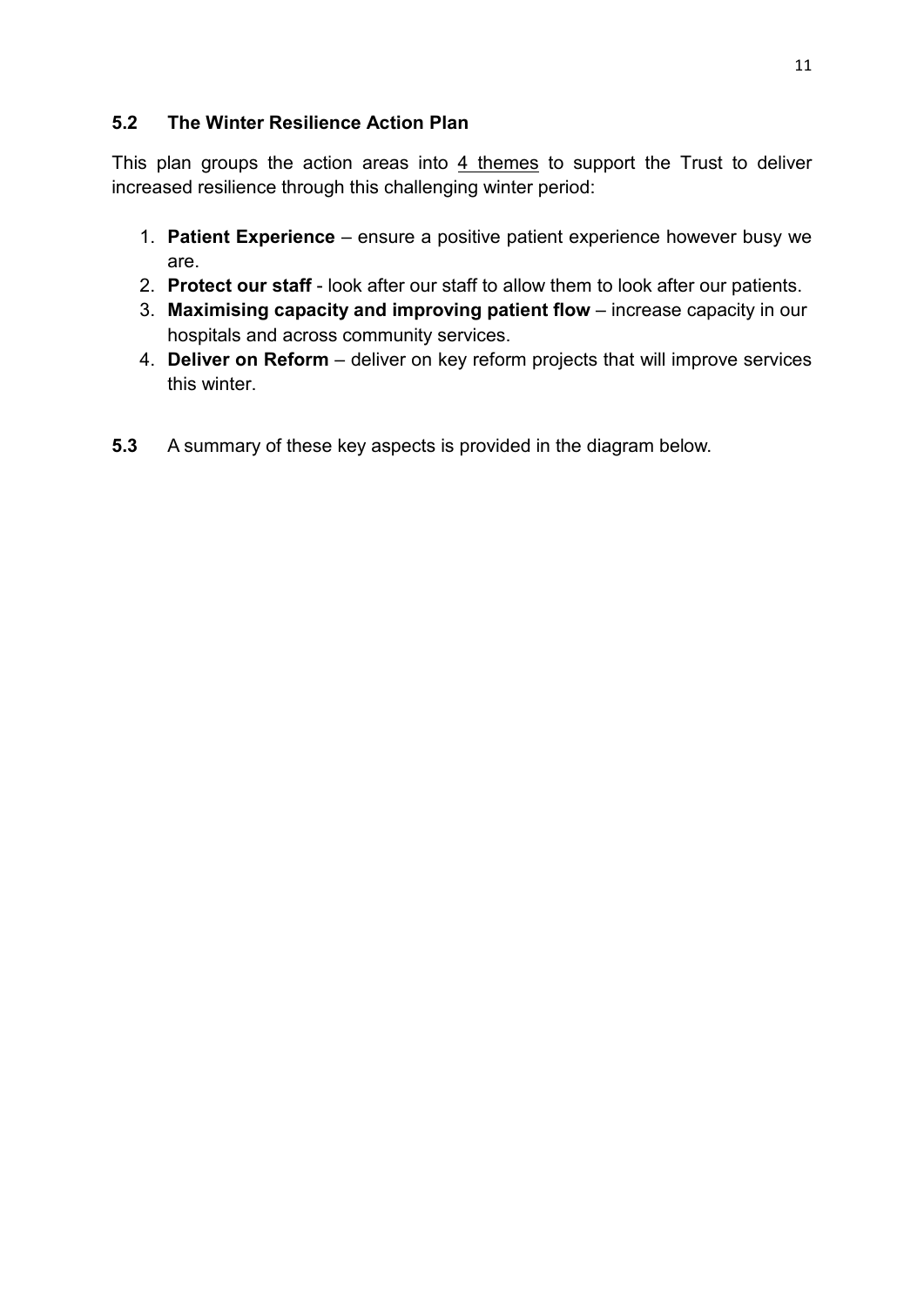## 5.2 The Winter Resilience Action Plan

This plan groups the action areas into 4 themes to support the Trust to deliver increased resilience through this challenging winter period:

1. **Patient Experience** – ensure a positive patient experience however busy we are.
2. **Protect our staff** - look after our staff to allow them to look after our patients.
3. **Maximising capacity and improving patient flow** – increase capacity in our hospitals and across community services.
4. **Deliver on Reform** – deliver on key reform projects that will improve services this winter.

**5.3** A summary of these key aspects is provided in the diagram below.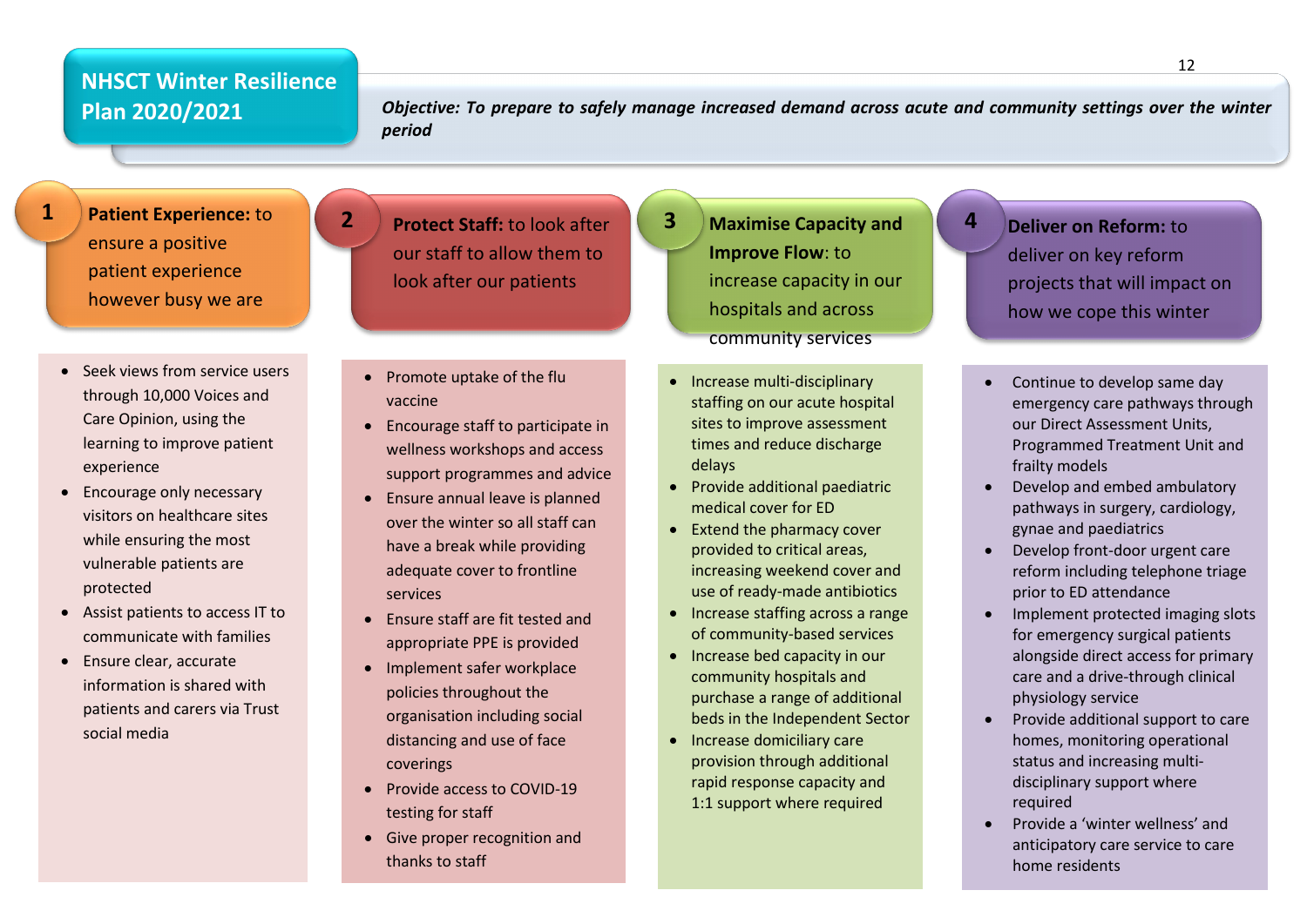# NHSCT Winter Resilience Plan 2020/2021

***Objective:** To prepare to safely manage increased demand across acute and community settings over the winter period*

## 1 Patient Experience: to ensure a positive patient experience however busy we are

- Seek views from service users through 10,000 Voices and Care Opinion, using the learning to improve patient experience
- Encourage only necessary visitors on healthcare sites while ensuring the most vulnerable patients are protected
- Assist patients to access IT to communicate with families
- Ensure clear, accurate information is shared with patients and carers via Trust social media

## 2 Protect Staff: to look after our staff to allow them to look after our patients

- Promote uptake of the flu vaccine
- Encourage staff to participate in wellness workshops and access support programmes and advice
- Ensure annual leave is planned over the winter so all staff can have a break while providing adequate cover to frontline services
- Ensure staff are fit tested and appropriate PPE is provided
- Implement safer workplace policies throughout the organisation including social distancing and use of face coverings
- Provide access to COVID-19 testing for staff
- Give proper recognition and thanks to staff

## 3 Maximise Capacity and Improve Flow: to increase capacity in our hospitals and across community services

- Increase multi-disciplinary staffing on our acute hospital sites to improve assessment times and reduce discharge delays
- Provide additional paediatric medical cover for ED
- Extend the pharmacy cover provided to critical areas, increasing weekend cover and use of ready-made antibiotics
- Increase staffing across a range of community-based services
- Increase bed capacity in our community hospitals and purchase a range of additional beds in the Independent Sector
- Increase domiciliary care provision through additional rapid response capacity and 1:1 support where required

## 4 Deliver on Reform: to deliver on key reform projects that will impact on how we cope this winter

- Continue to develop same day emergency care pathways through our Direct Assessment Units, Programmed Treatment Unit and frailty models
- Develop and embed ambulatory pathways in surgery, cardiology, gynae and paediatrics
- Develop front-door urgent care reform including telephone triage prior to ED attendance
- Implement protected imaging slots for emergency surgical patients alongside direct access for primary care and a drive-through clinical physiology service
- Provide additional support to care homes, monitoring operational status and increasing multi-disciplinary support where required
- Provide a 'winter wellness' and anticipatory care service to care home residents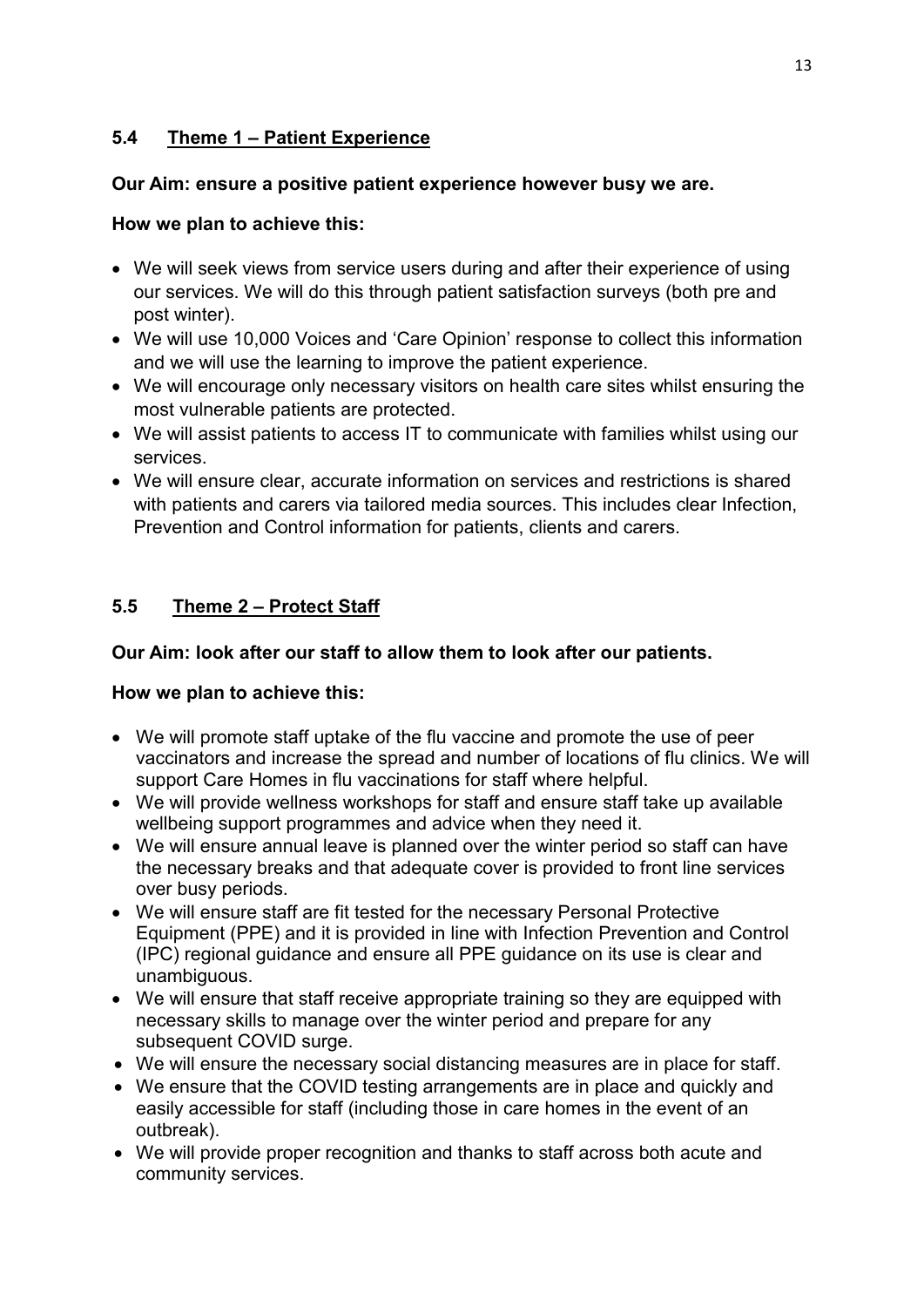### 5.4 Theme 1 – Patient Experience

**Our Aim: ensure a positive patient experience however busy we are.**

**How we plan to achieve this:**

- We will seek views from service users during and after their experience of using our services. We will do this through patient satisfaction surveys (both pre and post winter).
- We will use 10,000 Voices and 'Care Opinion' response to collect this information and we will use the learning to improve the patient experience.
- We will encourage only necessary visitors on health care sites whilst ensuring the most vulnerable patients are protected.
- We will assist patients to access IT to communicate with families whilst using our services.
- We will ensure clear, accurate information on services and restrictions is shared with patients and carers via tailored media sources. This includes clear Infection, Prevention and Control information for patients, clients and carers.

### 5.5 Theme 2 – Protect Staff

**Our Aim: look after our staff to allow them to look after our patients.**

**How we plan to achieve this:**

- We will promote staff uptake of the flu vaccine and promote the use of peer vaccinators and increase the spread and number of locations of flu clinics. We will support Care Homes in flu vaccinations for staff where helpful.
- We will provide wellness workshops for staff and ensure staff take up available wellbeing support programmes and advice when they need it.
- We will ensure annual leave is planned over the winter period so staff can have the necessary breaks and that adequate cover is provided to front line services over busy periods.
- We will ensure staff are fit tested for the necessary Personal Protective Equipment (PPE) and it is provided in line with Infection Prevention and Control (IPC) regional guidance and ensure all PPE guidance on its use is clear and unambiguous.
- We will ensure that staff receive appropriate training so they are equipped with necessary skills to manage over the winter period and prepare for any subsequent COVID surge.
- We will ensure the necessary social distancing measures are in place for staff.
- We ensure that the COVID testing arrangements are in place and quickly and easily accessible for staff (including those in care homes in the event of an outbreak).
- We will provide proper recognition and thanks to staff across both acute and community services.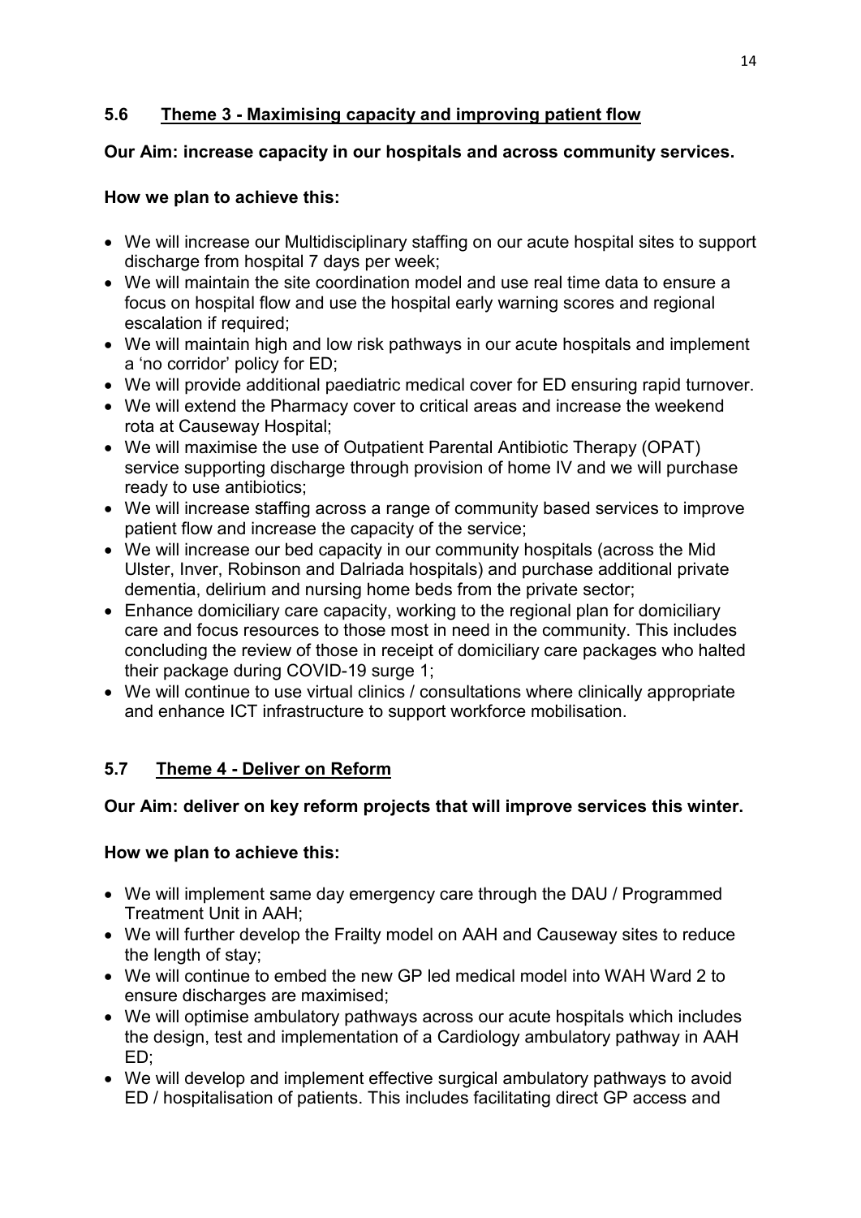## 5.6 Theme 3 - Maximising capacity and improving patient flow

**Our Aim: increase capacity in our hospitals and across community services.**

**How we plan to achieve this:**

- We will increase our Multidisciplinary staffing on our acute hospital sites to support discharge from hospital 7 days per week;
- We will maintain the site coordination model and use real time data to ensure a focus on hospital flow and use the hospital early warning scores and regional escalation if required;
- We will maintain high and low risk pathways in our acute hospitals and implement a 'no corridor' policy for ED;
- We will provide additional paediatric medical cover for ED ensuring rapid turnover.
- We will extend the Pharmacy cover to critical areas and increase the weekend rota at Causeway Hospital;
- We will maximise the use of Outpatient Parental Antibiotic Therapy (OPAT) service supporting discharge through provision of home IV and we will purchase ready to use antibiotics;
- We will increase staffing across a range of community based services to improve patient flow and increase the capacity of the service;
- We will increase our bed capacity in our community hospitals (across the Mid Ulster, Inver, Robinson and Dalriada hospitals) and purchase additional private dementia, delirium and nursing home beds from the private sector;
- Enhance domiciliary care capacity, working to the regional plan for domiciliary care and focus resources to those most in need in the community. This includes concluding the review of those in receipt of domiciliary care packages who halted their package during COVID-19 surge 1;
- We will continue to use virtual clinics / consultations where clinically appropriate and enhance ICT infrastructure to support workforce mobilisation.

## 5.7 Theme 4 - Deliver on Reform

**Our Aim: deliver on key reform projects that will improve services this winter.**

**How we plan to achieve this:**

- We will implement same day emergency care through the DAU / Programmed Treatment Unit in AAH;
- We will further develop the Frailty model on AAH and Causeway sites to reduce the length of stay;
- We will continue to embed the new GP led medical model into WAH Ward 2 to ensure discharges are maximised;
- We will optimise ambulatory pathways across our acute hospitals which includes the design, test and implementation of a Cardiology ambulatory pathway in AAH ED;
- We will develop and implement effective surgical ambulatory pathways to avoid ED / hospitalisation of patients. This includes facilitating direct GP access and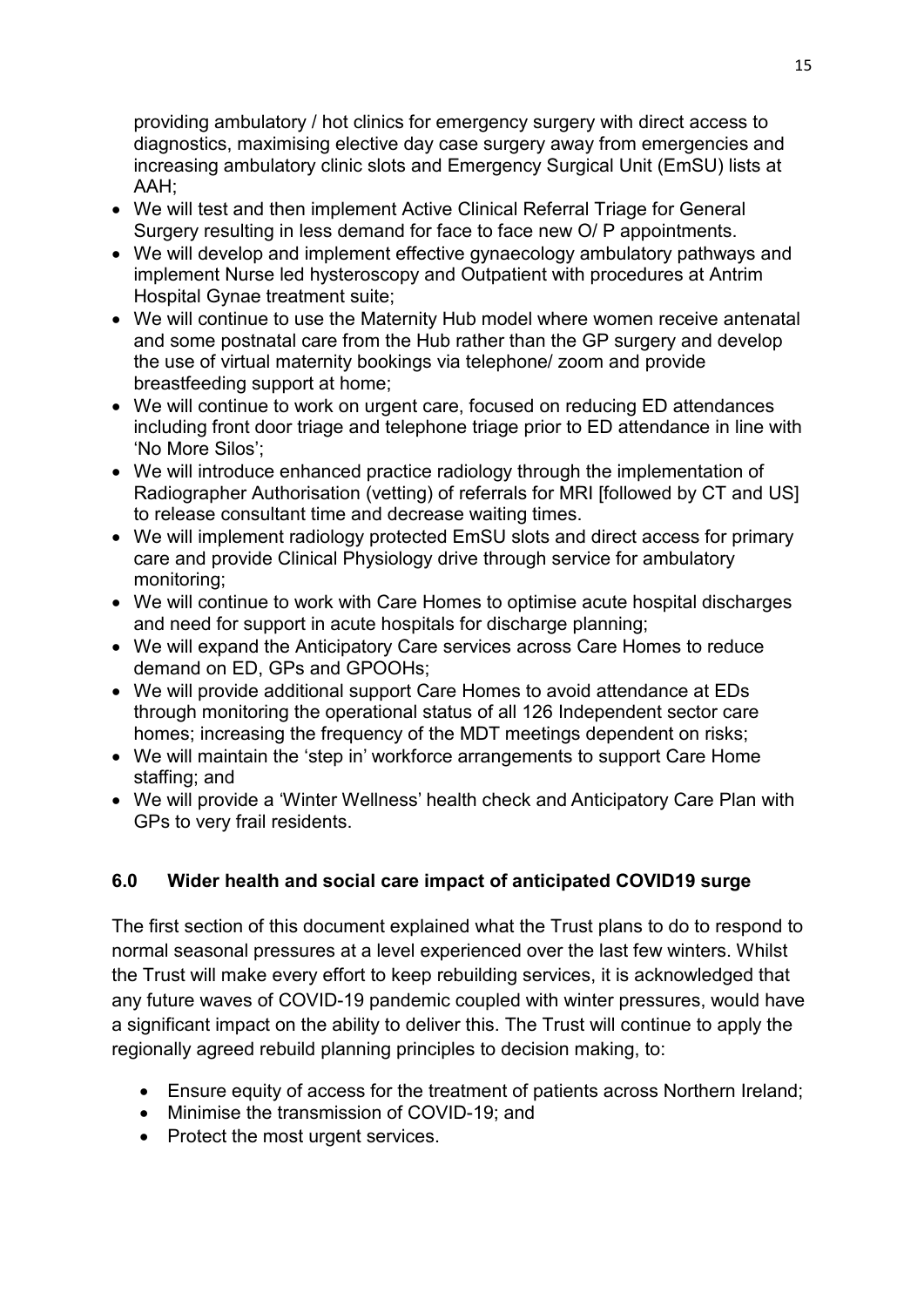providing ambulatory / hot clinics for emergency surgery with direct access to diagnostics, maximising elective day case surgery away from emergencies and increasing ambulatory clinic slots and Emergency Surgical Unit (EmSU) lists at AAH;

- We will test and then implement Active Clinical Referral Triage for General Surgery resulting in less demand for face to face new O/ P appointments.
- We will develop and implement effective gynaecology ambulatory pathways and implement Nurse led hysteroscopy and Outpatient with procedures at Antrim Hospital Gynae treatment suite;
- We will continue to use the Maternity Hub model where women receive antenatal and some postnatal care from the Hub rather than the GP surgery and develop the use of virtual maternity bookings via telephone/ zoom and provide breastfeeding support at home;
- We will continue to work on urgent care, focused on reducing ED attendances including front door triage and telephone triage prior to ED attendance in line with 'No More Silos';
- We will introduce enhanced practice radiology through the implementation of Radiographer Authorisation (vetting) of referrals for MRI [followed by CT and US] to release consultant time and decrease waiting times.
- We will implement radiology protected EmSU slots and direct access for primary care and provide Clinical Physiology drive through service for ambulatory monitoring;
- We will continue to work with Care Homes to optimise acute hospital discharges and need for support in acute hospitals for discharge planning;
- We will expand the Anticipatory Care services across Care Homes to reduce demand on ED, GPs and GPOOHs;
- We will provide additional support Care Homes to avoid attendance at EDs through monitoring the operational status of all 126 Independent sector care homes; increasing the frequency of the MDT meetings dependent on risks;
- We will maintain the 'step in' workforce arrangements to support Care Home staffing; and
- We will provide a 'Winter Wellness' health check and Anticipatory Care Plan with GPs to very frail residents.

## 6.0 Wider health and social care impact of anticipated COVID19 surge

The first section of this document explained what the Trust plans to do to respond to normal seasonal pressures at a level experienced over the last few winters. Whilst the Trust will make every effort to keep rebuilding services, it is acknowledged that any future waves of COVID-19 pandemic coupled with winter pressures, would have a significant impact on the ability to deliver this. The Trust will continue to apply the regionally agreed rebuild planning principles to decision making, to:

- Ensure equity of access for the treatment of patients across Northern Ireland;
- Minimise the transmission of COVID-19; and
- Protect the most urgent services.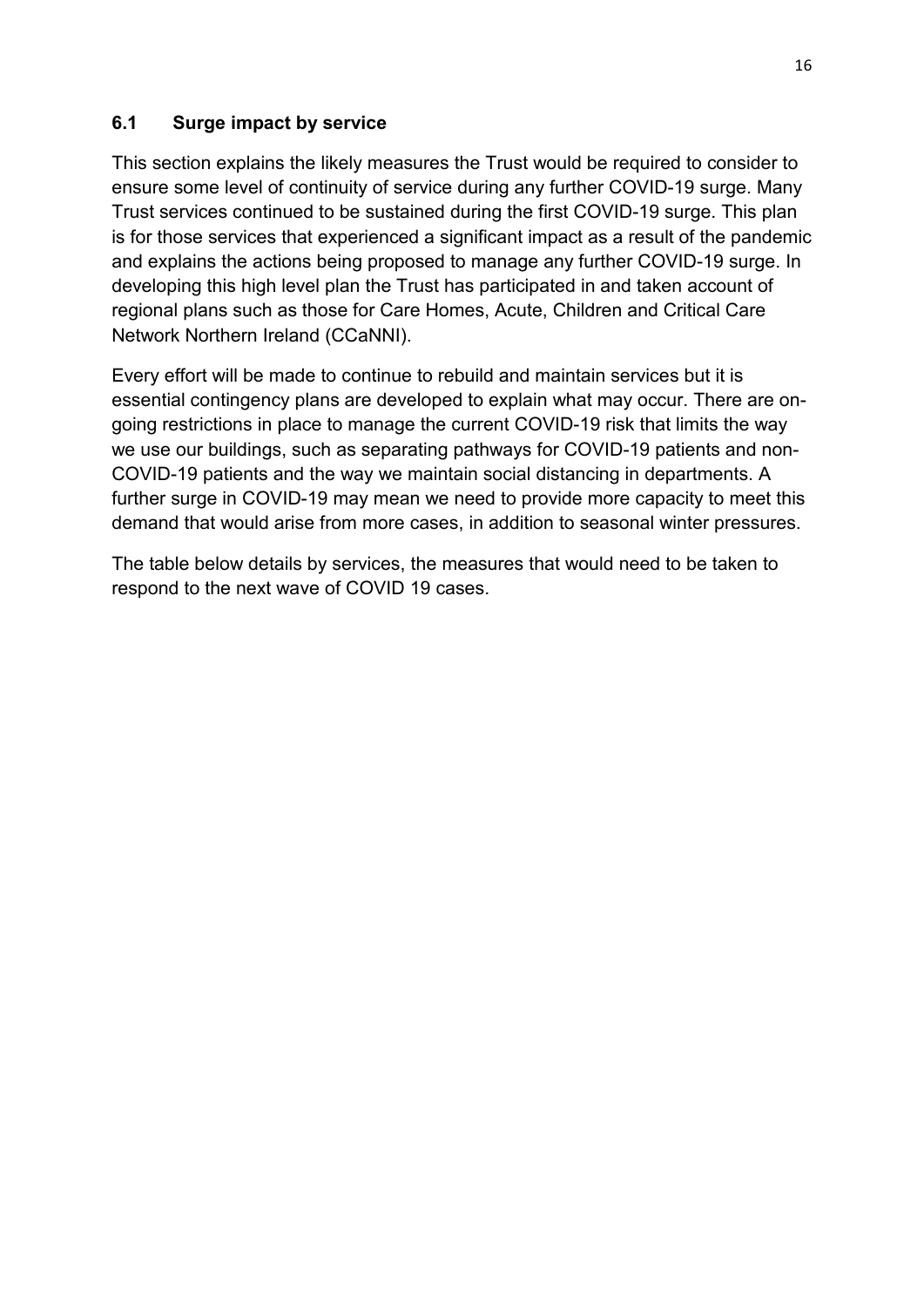### 6.1 Surge impact by service

This section explains the likely measures the Trust would be required to consider to ensure some level of continuity of service during any further COVID-19 surge. Many Trust services continued to be sustained during the first COVID-19 surge. This plan is for those services that experienced a significant impact as a result of the pandemic and explains the actions being proposed to manage any further COVID-19 surge. In developing this high level plan the Trust has participated in and taken account of regional plans such as those for Care Homes, Acute, Children and Critical Care Network Northern Ireland (CCaNNI).

Every effort will be made to continue to rebuild and maintain services but it is essential contingency plans are developed to explain what may occur. There are on-going restrictions in place to manage the current COVID-19 risk that limits the way we use our buildings, such as separating pathways for COVID-19 patients and non-COVID-19 patients and the way we maintain social distancing in departments. A further surge in COVID-19 may mean we need to provide more capacity to meet this demand that would arise from more cases, in addition to seasonal winter pressures.

The table below details by services, the measures that would need to be taken to respond to the next wave of COVID 19 cases.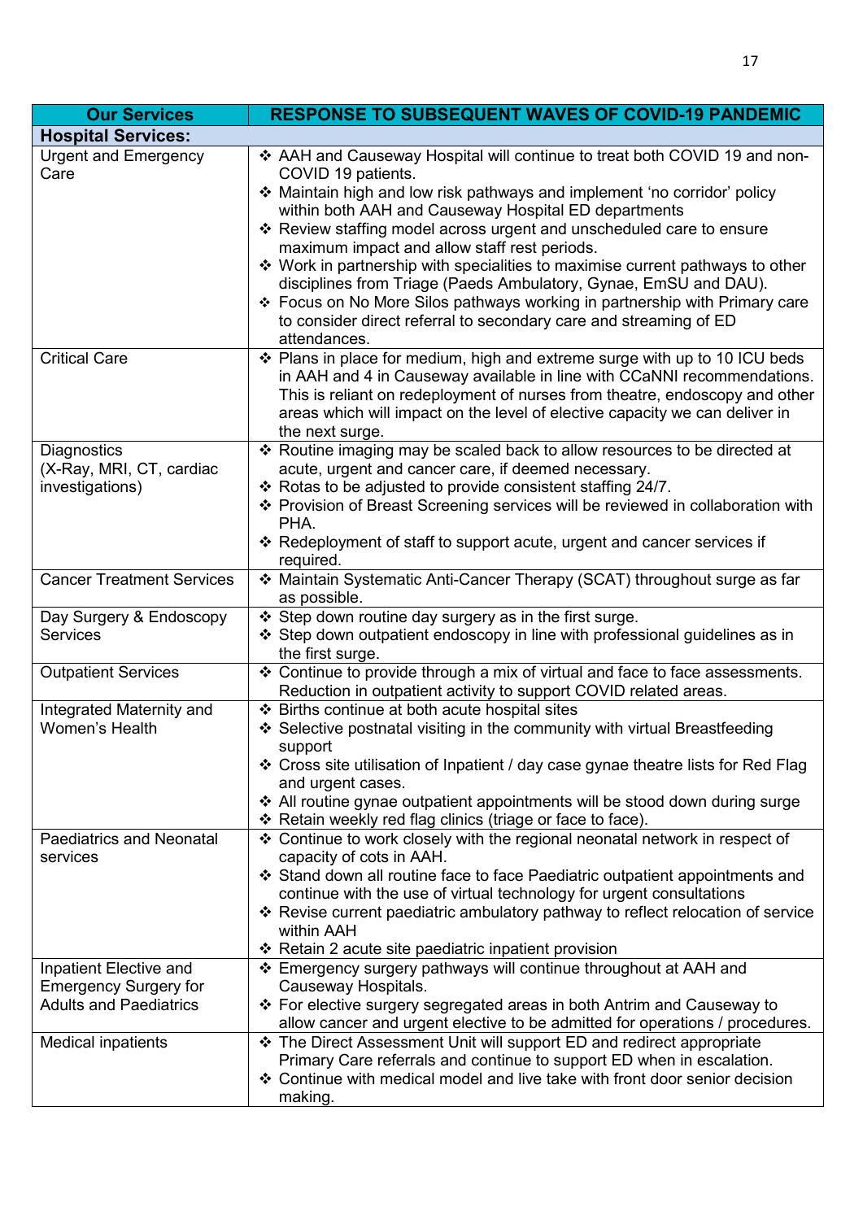| Our Services | RESPONSE TO SUBSEQUENT WAVES OF COVID-19 PANDEMIC |
|---|---|
| **Hospital Services:** | |
| Urgent and Emergency Care | ❖ AAH and Causeway Hospital will continue to treat both COVID 19 and non-COVID 19 patients.<br>❖ Maintain high and low risk pathways and implement 'no corridor' policy within both AAH and Causeway Hospital ED departments<br>❖ Review staffing model across urgent and unscheduled care to ensure maximum impact and allow staff rest periods.<br>❖ Work in partnership with specialities to maximise current pathways to other disciplines from Triage (Paeds Ambulatory, Gynae, EmSU and DAU).<br>❖ Focus on No More Silos pathways working in partnership with Primary care to consider direct referral to secondary care and streaming of ED attendances. |
| Critical Care | ❖ Plans in place for medium, high and extreme surge with up to 10 ICU beds in AAH and 4 in Causeway available in line with CCaNNI recommendations. This is reliant on redeployment of nurses from theatre, endoscopy and other areas which will impact on the level of elective capacity we can deliver in the next surge. |
| Diagnostics (X-Ray, MRI, CT, cardiac investigations) | ❖ Routine imaging may be scaled back to allow resources to be directed at acute, urgent and cancer care, if deemed necessary.<br>❖ Rotas to be adjusted to provide consistent staffing 24/7.<br>❖ Provision of Breast Screening services will be reviewed in collaboration with PHA.<br>❖ Redeployment of staff to support acute, urgent and cancer services if required. |
| Cancer Treatment Services | ❖ Maintain Systematic Anti-Cancer Therapy (SCAT) throughout surge as far as possible. |
| Day Surgery & Endoscopy Services | ❖ Step down routine day surgery as in the first surge.<br>❖ Step down outpatient endoscopy in line with professional guidelines as in the first surge. |
| Outpatient Services | ❖ Continue to provide through a mix of virtual and face to face assessments. Reduction in outpatient activity to support COVID related areas. |
| Integrated Maternity and Women's Health | ❖ Births continue at both acute hospital sites<br>❖ Selective postnatal visiting in the community with virtual Breastfeeding support<br>❖ Cross site utilisation of Inpatient / day case gynae theatre lists for Red Flag and urgent cases.<br>❖ All routine gynae outpatient appointments will be stood down during surge<br>❖ Retain weekly red flag clinics (triage or face to face). |
| Paediatrics and Neonatal services | ❖ Continue to work closely with the regional neonatal network in respect of capacity of cots in AAH.<br>❖ Stand down all routine face to face Paediatric outpatient appointments and continue with the use of virtual technology for urgent consultations<br>❖ Revise current paediatric ambulatory pathway to reflect relocation of service within AAH<br>❖ Retain 2 acute site paediatric inpatient provision |
| Inpatient Elective and Emergency Surgery for Adults and Paediatrics | ❖ Emergency surgery pathways will continue throughout at AAH and Causeway Hospitals.<br>❖ For elective surgery segregated areas in both Antrim and Causeway to allow cancer and urgent elective to be admitted for operations / procedures. |
| Medical inpatients | ❖ The Direct Assessment Unit will support ED and redirect appropriate Primary Care referrals and continue to support ED when in escalation.<br>❖ Continue with medical model and live take with front door senior decision making. |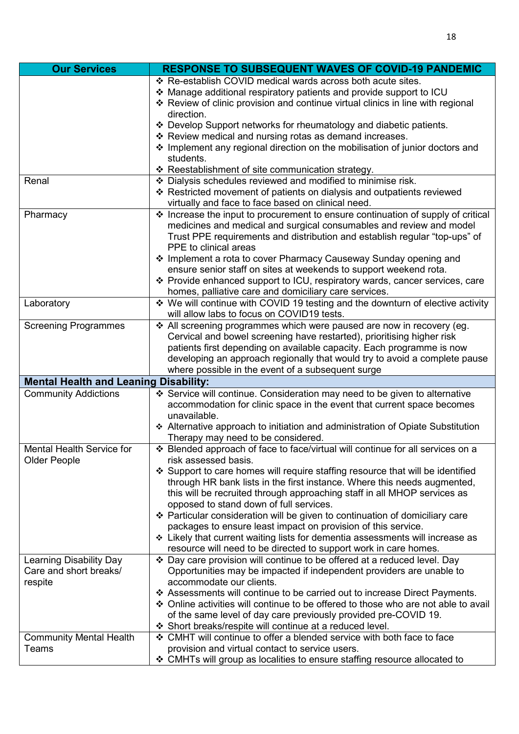| Our Services | RESPONSE TO SUBSEQUENT WAVES OF COVID-19 PANDEMIC |
|---|---|
| | ❖ Re-establish COVID medical wards across both acute sites.<br>❖ Manage additional respiratory patients and provide support to ICU<br>❖ Review of clinic provision and continue virtual clinics in line with regional direction.<br>❖ Develop Support networks for rheumatology and diabetic patients.<br>❖ Review medical and nursing rotas as demand increases.<br>❖ Implement any regional direction on the mobilisation of junior doctors and students.<br>❖ Reestablishment of site communication strategy. |
| Renal | ❖ Dialysis schedules reviewed and modified to minimise risk.<br>❖ Restricted movement of patients on dialysis and outpatients reviewed virtually and face to face based on clinical need. |
| Pharmacy | ❖ Increase the input to procurement to ensure continuation of supply of critical medicines and medical and surgical consumables and review and model Trust PPE requirements and distribution and establish regular "top-ups" of PPE to clinical areas<br>❖ Implement a rota to cover Pharmacy Causeway Sunday opening and ensure senior staff on sites at weekends to support weekend rota.<br>❖ Provide enhanced support to ICU, respiratory wards, cancer services, care homes, palliative care and domiciliary care services. |
| Laboratory | ❖ We will continue with COVID 19 testing and the downturn of elective activity will allow labs to focus on COVID19 tests. |
| Screening Programmes | ❖ All screening programmes which were paused are now in recovery (eg. Cervical and bowel screening have restarted), prioritising higher risk patients first depending on available capacity. Each programme is now developing an approach regionally that would try to avoid a complete pause where possible in the event of a subsequent surge |
| **Mental Health and Leaning Disability:** | |
| Community Addictions | ❖ Service will continue. Consideration may need to be given to alternative accommodation for clinic space in the event that current space becomes unavailable.<br>❖ Alternative approach to initiation and administration of Opiate Substitution Therapy may need to be considered. |
| Mental Health Service for Older People | ❖ Blended approach of face to face/virtual will continue for all services on a risk assessed basis.<br>❖ Support to care homes will require staffing resource that will be identified through HR bank lists in the first instance. Where this needs augmented, this will be recruited through approaching staff in all MHOP services as opposed to stand down of full services.<br>❖ Particular consideration will be given to continuation of domiciliary care packages to ensure least impact on provision of this service.<br>❖ Likely that current waiting lists for dementia assessments will increase as resource will need to be directed to support work in care homes. |
| Learning Disability Day Care and short breaks/ respite | ❖ Day care provision will continue to be offered at a reduced level. Day Opportunities may be impacted if independent providers are unable to accommodate our clients.<br>❖ Assessments will continue to be carried out to increase Direct Payments.<br>❖ Online activities will continue to be offered to those who are not able to avail of the same level of day care previously provided pre-COVID 19.<br>❖ Short breaks/respite will continue at a reduced level. |
| Community Mental Health Teams | ❖ CMHT will continue to offer a blended service with both face to face provision and virtual contact to service users.<br>❖ CMHTs will group as localities to ensure staffing resource allocated to |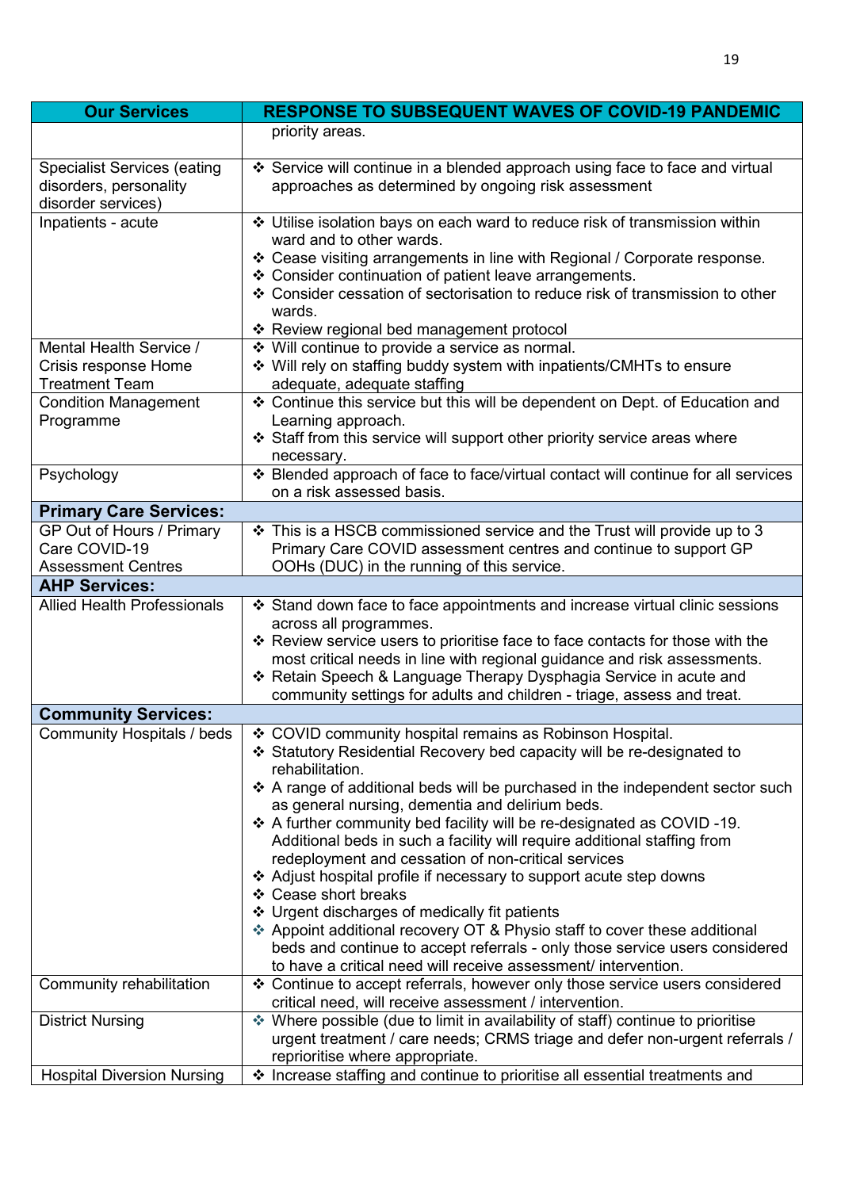| Our Services | RESPONSE TO SUBSEQUENT WAVES OF COVID-19 PANDEMIC |
|---|---|
| | priority areas. |
| Specialist Services (eating disorders, personality disorder services) | ❖ Service will continue in a blended approach using face to face and virtual approaches as determined by ongoing risk assessment |
| Inpatients - acute | ❖ Utilise isolation bays on each ward to reduce risk of transmission within ward and to other wards.<br>❖ Cease visiting arrangements in line with Regional / Corporate response.<br>❖ Consider continuation of patient leave arrangements.<br>❖ Consider cessation of sectorisation to reduce risk of transmission to other wards.<br>❖ Review regional bed management protocol |
| Mental Health Service / Crisis response Home Treatment Team | ❖ Will continue to provide a service as normal.<br>❖ Will rely on staffing buddy system with inpatients/CMHTs to ensure adequate, adequate staffing |
| Condition Management Programme | ❖ Continue this service but this will be dependent on Dept. of Education and Learning approach.<br>❖ Staff from this service will support other priority service areas where necessary. |
| Psychology | ❖ Blended approach of face to face/virtual contact will continue for all services on a risk assessed basis. |
| **Primary Care Services:** | |
| GP Out of Hours / Primary Care COVID-19 Assessment Centres | ❖ This is a HSCB commissioned service and the Trust will provide up to 3 Primary Care COVID assessment centres and continue to support GP OOHs (DUC) in the running of this service. |
| **AHP Services:** | |
| Allied Health Professionals | ❖ Stand down face to face appointments and increase virtual clinic sessions across all programmes.<br>❖ Review service users to prioritise face to face contacts for those with the most critical needs in line with regional guidance and risk assessments.<br>❖ Retain Speech & Language Therapy Dysphagia Service in acute and community settings for adults and children - triage, assess and treat. |
| **Community Services:** | |
| Community Hospitals / beds | ❖ COVID community hospital remains as Robinson Hospital.<br>❖ Statutory Residential Recovery bed capacity will be re-designated to rehabilitation.<br>❖ A range of additional beds will be purchased in the independent sector such as general nursing, dementia and delirium beds.<br>❖ A further community bed facility will be re-designated as COVID -19. Additional beds in such a facility will require additional staffing from redeployment and cessation of non-critical services<br>❖ Adjust hospital profile if necessary to support acute step downs<br>❖ Cease short breaks<br>❖ Urgent discharges of medically fit patients<br>❖ Appoint additional recovery OT & Physio staff to cover these additional beds and continue to accept referrals - only those service users considered to have a critical need will receive assessment/ intervention. |
| Community rehabilitation | ❖ Continue to accept referrals, however only those service users considered critical need, will receive assessment / intervention. |
| District Nursing | ❖ Where possible (due to limit in availability of staff) continue to prioritise urgent treatment / care needs; CRMS triage and defer non-urgent referrals / reprioritise where appropriate. |
| Hospital Diversion Nursing | ❖ Increase staffing and continue to prioritise all essential treatments and |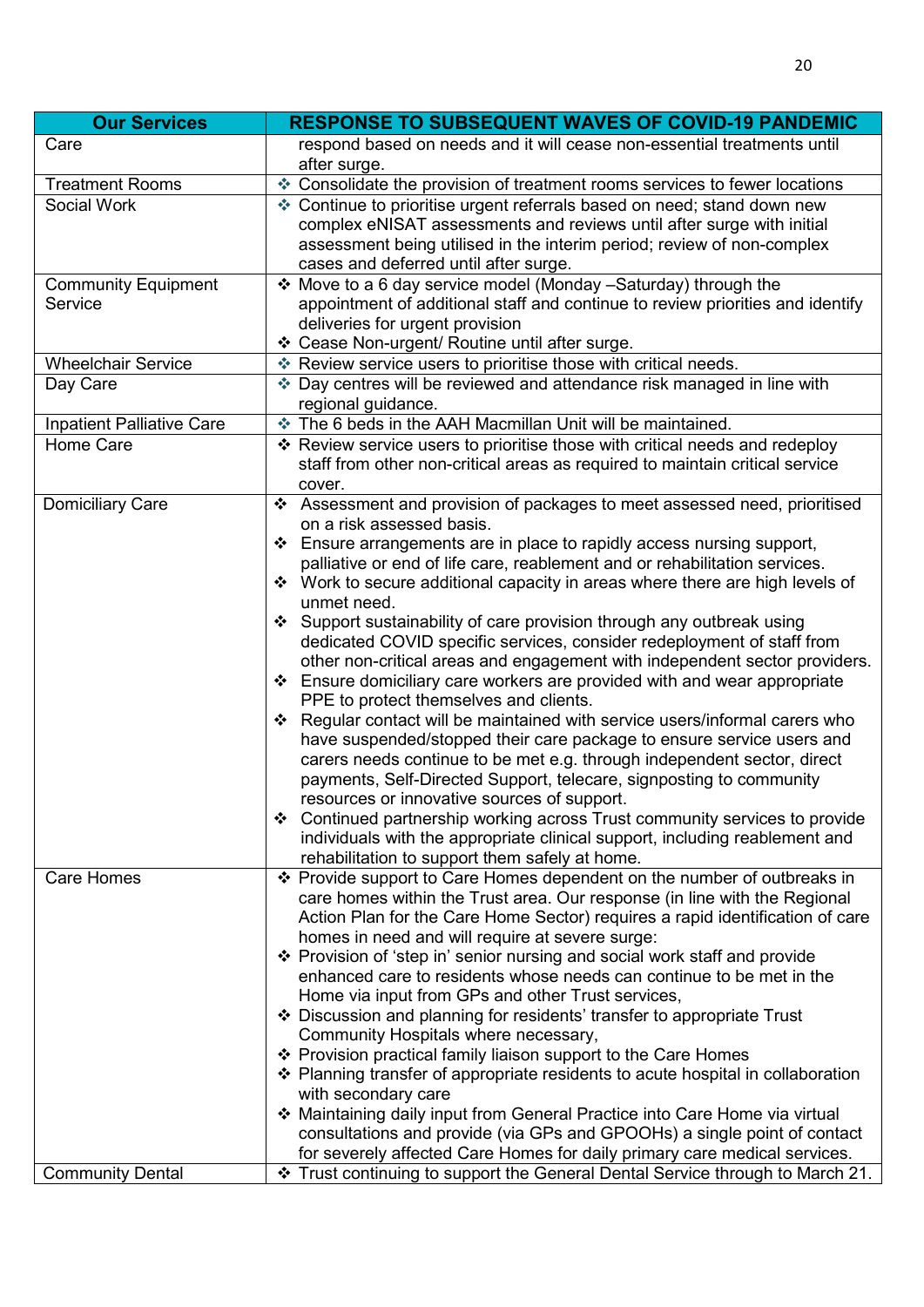| Our Services | RESPONSE TO SUBSEQUENT WAVES OF COVID-19 PANDEMIC |
|---|---|
| Care | respond based on needs and it will cease non-essential treatments until after surge. |
| Treatment Rooms | ❖ Consolidate the provision of treatment rooms services to fewer locations |
| Social Work | ❖ Continue to prioritise urgent referrals based on need; stand down new complex eNISAT assessments and reviews until after surge with initial assessment being utilised in the interim period; review of non-complex cases and deferred until after surge. |
| Community Equipment Service | ❖ Move to a 6 day service model (Monday –Saturday) through the appointment of additional staff and continue to review priorities and identify deliveries for urgent provision<br>❖ Cease Non-urgent/ Routine until after surge. |
| Wheelchair Service | ❖ Review service users to prioritise those with critical needs. |
| Day Care | ❖ Day centres will be reviewed and attendance risk managed in line with regional guidance. |
| Inpatient Palliative Care | ❖ The 6 beds in the AAH Macmillan Unit will be maintained. |
| Home Care | ❖ Review service users to prioritise those with critical needs and redeploy staff from other non-critical areas as required to maintain critical service cover. |
| Domiciliary Care | ❖ Assessment and provision of packages to meet assessed need, prioritised on a risk assessed basis.<br>❖ Ensure arrangements are in place to rapidly access nursing support, palliative or end of life care, reablement and or rehabilitation services.<br>❖ Work to secure additional capacity in areas where there are high levels of unmet need.<br>❖ Support sustainability of care provision through any outbreak using dedicated COVID specific services, consider redeployment of staff from other non-critical areas and engagement with independent sector providers.<br>❖ Ensure domiciliary care workers are provided with and wear appropriate PPE to protect themselves and clients.<br>❖ Regular contact will be maintained with service users/informal carers who have suspended/stopped their care package to ensure service users and carers needs continue to be met e.g. through independent sector, direct payments, Self-Directed Support, telecare, signposting to community resources or innovative sources of support.<br>❖ Continued partnership working across Trust community services to provide individuals with the appropriate clinical support, including reablement and rehabilitation to support them safely at home. |
| Care Homes | ❖ Provide support to Care Homes dependent on the number of outbreaks in care homes within the Trust area. Our response (in line with the Regional Action Plan for the Care Home Sector) requires a rapid identification of care homes in need and will require at severe surge:<br>❖ Provision of 'step in' senior nursing and social work staff and provide enhanced care to residents whose needs can continue to be met in the Home via input from GPs and other Trust services,<br>❖ Discussion and planning for residents' transfer to appropriate Trust Community Hospitals where necessary,<br>❖ Provision practical family liaison support to the Care Homes<br>❖ Planning transfer of appropriate residents to acute hospital in collaboration with secondary care<br>❖ Maintaining daily input from General Practice into Care Home via virtual consultations and provide (via GPs and GPOOHs) a single point of contact for severely affected Care Homes for daily primary care medical services. |
| Community Dental | ❖ Trust continuing to support the General Dental Service through to March 21. |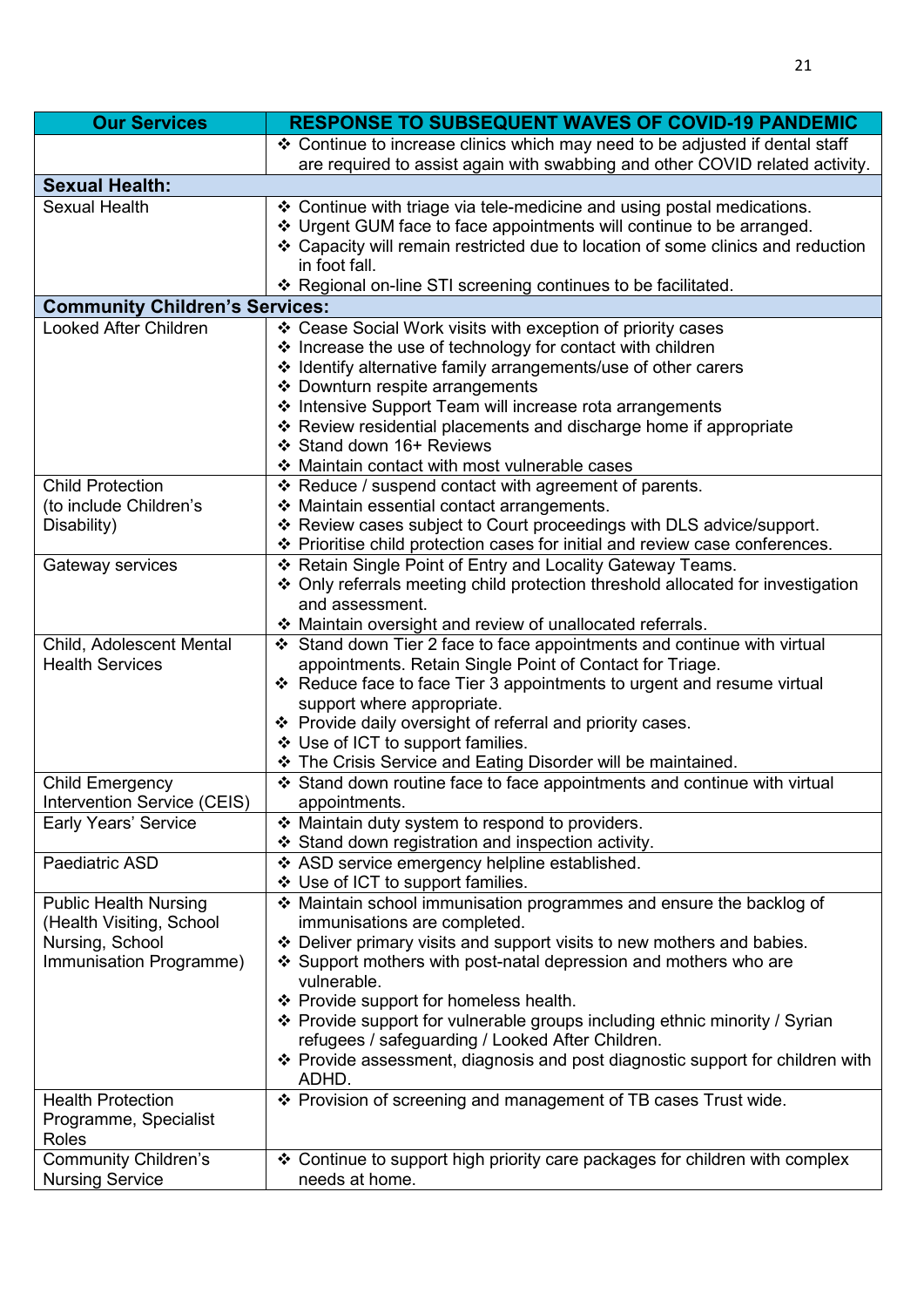| Our Services | RESPONSE TO SUBSEQUENT WAVES OF COVID-19 PANDEMIC |
|---|---|
| | ❖ Continue to increase clinics which may need to be adjusted if dental staff are required to assist again with swabbing and other COVID related activity. |
| **Sexual Health:** | |
| Sexual Health | ❖ Continue with triage via tele-medicine and using postal medications.<br>❖ Urgent GUM face to face appointments will continue to be arranged.<br>❖ Capacity will remain restricted due to location of some clinics and reduction in foot fall.<br>❖ Regional on-line STI screening continues to be facilitated. |
| **Community Children's Services:** | |
| Looked After Children | ❖ Cease Social Work visits with exception of priority cases<br>❖ Increase the use of technology for contact with children<br>❖ Identify alternative family arrangements/use of other carers<br>❖ Downturn respite arrangements<br>❖ Intensive Support Team will increase rota arrangements<br>❖ Review residential placements and discharge home if appropriate<br>❖ Stand down 16+ Reviews<br>❖ Maintain contact with most vulnerable cases |
| Child Protection (to include Children's Disability) | ❖ Reduce / suspend contact with agreement of parents.<br>❖ Maintain essential contact arrangements.<br>❖ Review cases subject to Court proceedings with DLS advice/support.<br>❖ Prioritise child protection cases for initial and review case conferences. |
| Gateway services | ❖ Retain Single Point of Entry and Locality Gateway Teams.<br>❖ Only referrals meeting child protection threshold allocated for investigation and assessment.<br>❖ Maintain oversight and review of unallocated referrals. |
| Child, Adolescent Mental Health Services | ❖ Stand down Tier 2 face to face appointments and continue with virtual appointments. Retain Single Point of Contact for Triage.<br>❖ Reduce face to face Tier 3 appointments to urgent and resume virtual support where appropriate.<br>❖ Provide daily oversight of referral and priority cases.<br>❖ Use of ICT to support families.<br>❖ The Crisis Service and Eating Disorder will be maintained. |
| Child Emergency Intervention Service (CEIS) | ❖ Stand down routine face to face appointments and continue with virtual appointments. |
| Early Years' Service | ❖ Maintain duty system to respond to providers.<br>❖ Stand down registration and inspection activity. |
| Paediatric ASD | ❖ ASD service emergency helpline established.<br>❖ Use of ICT to support families. |
| Public Health Nursing (Health Visiting, School Nursing, School Immunisation Programme) | ❖ Maintain school immunisation programmes and ensure the backlog of immunisations are completed.<br>❖ Deliver primary visits and support visits to new mothers and babies.<br>❖ Support mothers with post-natal depression and mothers who are vulnerable.<br>❖ Provide support for homeless health.<br>❖ Provide support for vulnerable groups including ethnic minority / Syrian refugees / safeguarding / Looked After Children.<br>❖ Provide assessment, diagnosis and post diagnostic support for children with ADHD. |
| Health Protection Programme, Specialist Roles | ❖ Provision of screening and management of TB cases Trust wide. |
| Community Children's Nursing Service | ❖ Continue to support high priority care packages for children with complex needs at home. |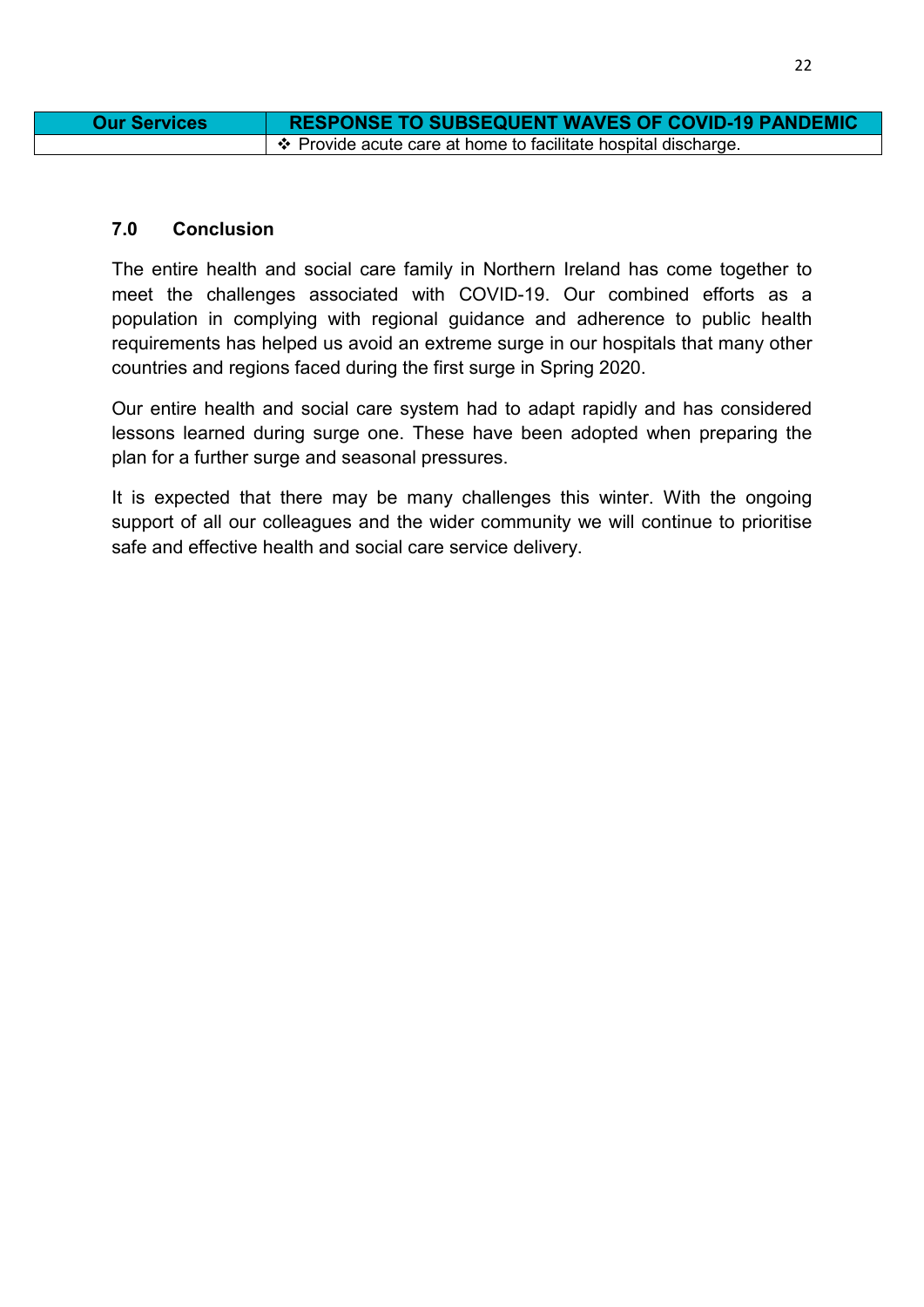| Our Services | RESPONSE TO SUBSEQUENT WAVES OF COVID-19 PANDEMIC |
|---|---|
| | ❖ Provide acute care at home to facilitate hospital discharge. |

## 7.0 Conclusion

The entire health and social care family in Northern Ireland has come together to meet the challenges associated with COVID-19. Our combined efforts as a population in complying with regional guidance and adherence to public health requirements has helped us avoid an extreme surge in our hospitals that many other countries and regions faced during the first surge in Spring 2020.

Our entire health and social care system had to adapt rapidly and has considered lessons learned during surge one. These have been adopted when preparing the plan for a further surge and seasonal pressures.

It is expected that there may be many challenges this winter. With the ongoing support of all our colleagues and the wider community we will continue to prioritise safe and effective health and social care service delivery.